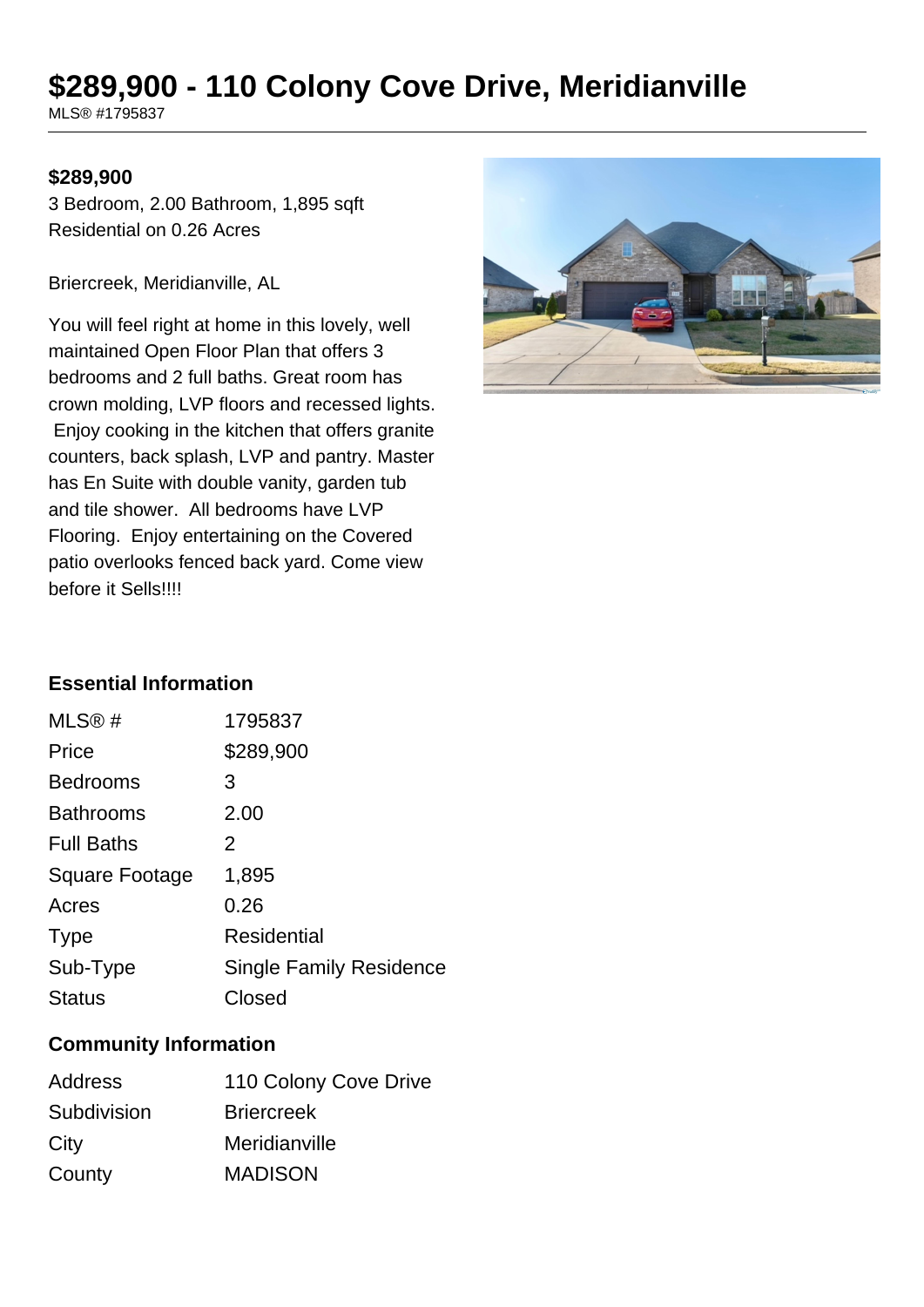# $289,900 - 110 Colony Cove Drive, Meridianville

MLS® #1795837

**$289,900**

3 Bedroom, 2.00 Bathroom, 1,895 sqft
Residential on 0.26 Acres

Briercreek, Meridianville, AL

You will feel right at home in this lovely, well maintained Open Floor Plan that offers 3 bedrooms and 2 full baths. Great room has crown molding, LVP floors and recessed lights. Enjoy cooking in the kitchen that offers granite counters, back splash, LVP and pantry. Master has En Suite with double vanity, garden tub and tile shower. All bedrooms have LVP Flooring. Enjoy entertaining on the Covered patio overlooks fenced back yard. Come view before it Sells!!!!

## Essential Information

| | |
|---|---|
| MLS® # | 1795837 |
| Price | $289,900 |
| Bedrooms | 3 |
| Bathrooms | 2.00 |
| Full Baths | 2 |
| Square Footage | 1,895 |
| Acres | 0.26 |
| Type | Residential |
| Sub-Type | Single Family Residence |
| Status | Closed |

## Community Information

| | |
|---|---|
| Address | 110 Colony Cove Drive |
| Subdivision | Briercreek |
| City | Meridianville |
| County | MADISON |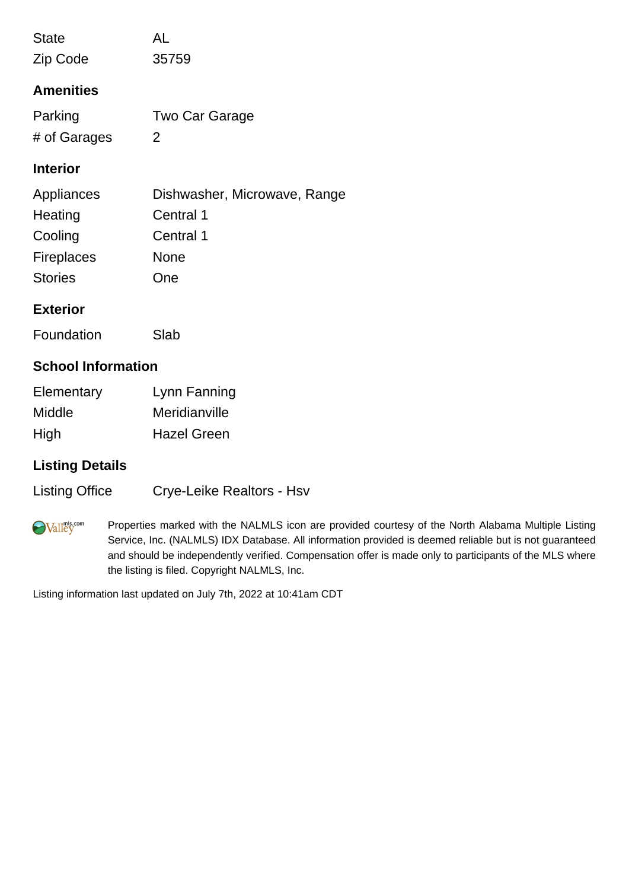| | |
|---|---|
| State | AL |
| Zip Code | 35759 |

## Amenities

| | |
|---|---|
| Parking | Two Car Garage |
| # of Garages | 2 |

## Interior

| | |
|---|---|
| Appliances | Dishwasher, Microwave, Range |
| Heating | Central 1 |
| Cooling | Central 1 |
| Fireplaces | None |
| Stories | One |

## Exterior

| | |
|---|---|
| Foundation | Slab |

## School Information

| | |
|---|---|
| Elementary | Lynn Fanning |
| Middle | Meridianville |
| High | Hazel Green |

## Listing Details

| | |
|---|---|
| Listing Office | Crye-Leike Realtors - Hsv |

Properties marked with the NALMLS icon are provided courtesy of the North Alabama Multiple Listing Service, Inc. (NALMLS) IDX Database. All information provided is deemed reliable but is not guaranteed and should be independently verified. Compensation offer is made only to participants of the MLS where the listing is filed. Copyright NALMLS, Inc.

Listing information last updated on July 7th, 2022 at 10:41am CDT